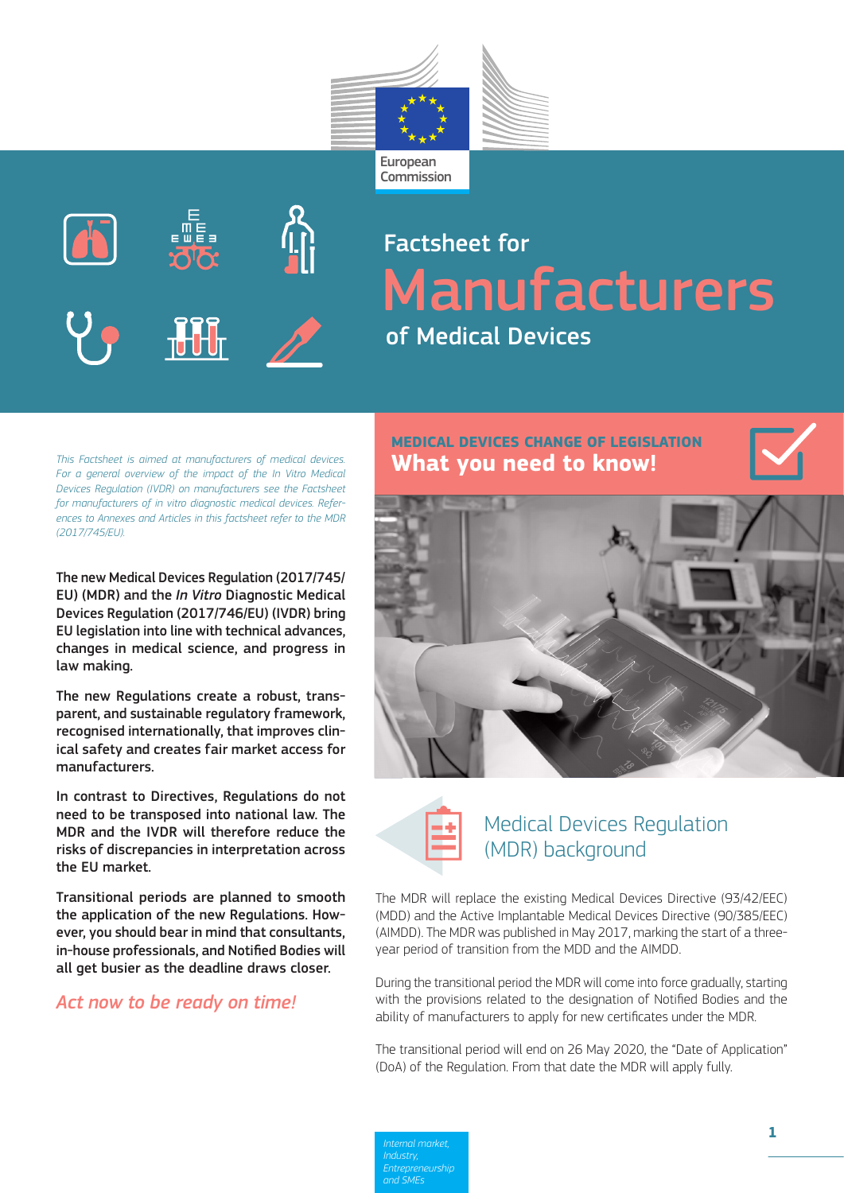European Commission

# Factsheet for Manufacturers of Medical Devices

*This Factsheet is aimed at manufacturers of medical devices. For a general overview of the impact of the In Vitro Medical Devices Regulation (IVDR) on manufacturers see the Factsheet for manufacturers of in vitro diagnostic medical devices. References to Annexes and Articles in this factsheet refer to the MDR (2017/745/EU).*

The new Medical Devices Regulation (2017/745/EU) (MDR) and the *In Vitro* Diagnostic Medical Devices Regulation (2017/746/EU) (IVDR) bring EU legislation into line with technical advances, changes in medical science, and progress in law making.

The new Regulations create a robust, transparent, and sustainable regulatory framework, recognised internationally, that improves clinical safety and creates fair market access for manufacturers.

In contrast to Directives, Regulations do not need to be transposed into national law. The MDR and the IVDR will therefore reduce the risks of discrepancies in interpretation across the EU market.

Transitional periods are planned to smooth the application of the new Regulations. However, you should bear in mind that consultants, in-house professionals, and Notified Bodies will all get busier as the deadline draws closer.

*Act now to be ready on time!*

## MEDICAL DEVICES CHANGE OF LEGISLATION
## What you need to know!

## Medical Devices Regulation (MDR) background

The MDR will replace the existing Medical Devices Directive (93/42/EEC) (MDD) and the Active Implantable Medical Devices Directive (90/385/EEC) (AIMDD). The MDR was published in May 2017, marking the start of a three-year period of transition from the MDD and the AIMDD.

During the transitional period the MDR will come into force gradually, starting with the provisions related to the designation of Notified Bodies and the ability of manufacturers to apply for new certificates under the MDR.

The transitional period will end on 26 May 2020, the "Date of Application" (DoA) of the Regulation. From that date the MDR will apply fully.

*Internal market, Industry, Entrepreneurship and SMEs*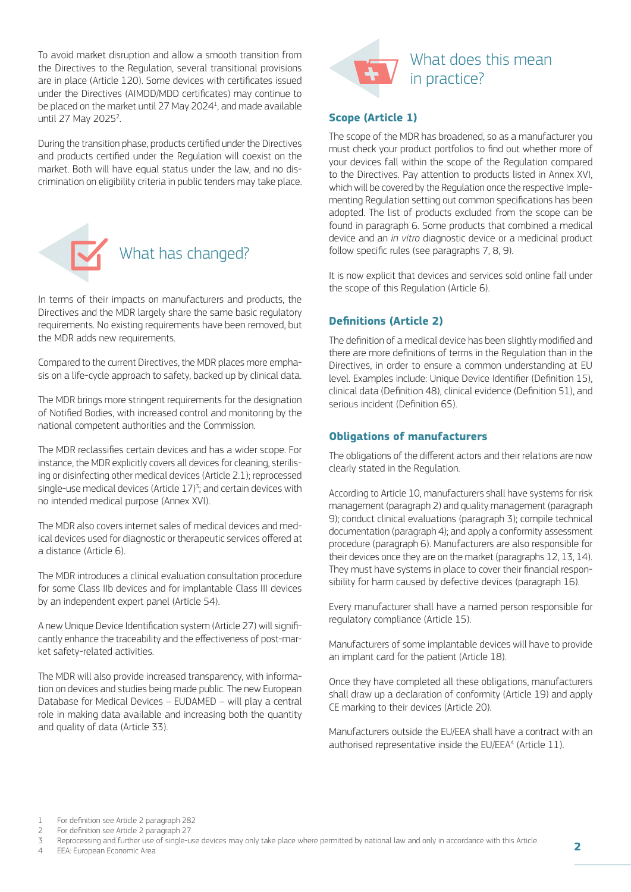To avoid market disruption and allow a smooth transition from the Directives to the Regulation, several transitional provisions are in place (Article 120). Some devices with certificates issued under the Directives (AIMDD/MDD certificates) may continue to be placed on the market until 27 May 2024[1], and made available until 27 May 2025[2].

During the transition phase, products certified under the Directives and products certified under the Regulation will coexist on the market. Both will have equal status under the law, and no discrimination on eligibility criteria in public tenders may take place.

## What has changed?

In terms of their impacts on manufacturers and products, the Directives and the MDR largely share the same basic regulatory requirements. No existing requirements have been removed, but the MDR adds new requirements.

Compared to the current Directives, the MDR places more emphasis on a life-cycle approach to safety, backed up by clinical data.

The MDR brings more stringent requirements for the designation of Notified Bodies, with increased control and monitoring by the national competent authorities and the Commission.

The MDR reclassifies certain devices and has a wider scope. For instance, the MDR explicitly covers all devices for cleaning, sterilising or disinfecting other medical devices (Article 2.1); reprocessed single-use medical devices (Article 17)[3]; and certain devices with no intended medical purpose (Annex XVI).

The MDR also covers internet sales of medical devices and medical devices used for diagnostic or therapeutic services offered at a distance (Article 6).

The MDR introduces a clinical evaluation consultation procedure for some Class IIb devices and for implantable Class III devices by an independent expert panel (Article 54).

A new Unique Device Identification system (Article 27) will significantly enhance the traceability and the effectiveness of post-market safety-related activities.

The MDR will also provide increased transparency, with information on devices and studies being made public. The new European Database for Medical Devices – EUDAMED – will play a central role in making data available and increasing both the quantity and quality of data (Article 33).

## What does this mean in practice?

### Scope (Article 1)

The scope of the MDR has broadened, so as a manufacturer you must check your product portfolios to find out whether more of your devices fall within the scope of the Regulation compared to the Directives. Pay attention to products listed in Annex XVI, which will be covered by the Regulation once the respective Implementing Regulation setting out common specifications has been adopted. The list of products excluded from the scope can be found in paragraph 6. Some products that combined a medical device and an *in vitro* diagnostic device or a medicinal product follow specific rules (see paragraphs 7, 8, 9).

It is now explicit that devices and services sold online fall under the scope of this Regulation (Article 6).

### Definitions (Article 2)

The definition of a medical device has been slightly modified and there are more definitions of terms in the Regulation than in the Directives, in order to ensure a common understanding at EU level. Examples include: Unique Device Identifier (Definition 15), clinical data (Definition 48), clinical evidence (Definition 51), and serious incident (Definition 65).

### Obligations of manufacturers

The obligations of the different actors and their relations are now clearly stated in the Regulation.

According to Article 10, manufacturers shall have systems for risk management (paragraph 2) and quality management (paragraph 9); conduct clinical evaluations (paragraph 3); compile technical documentation (paragraph 4); and apply a conformity assessment procedure (paragraph 6). Manufacturers are also responsible for their devices once they are on the market (paragraphs 12, 13, 14). They must have systems in place to cover their financial responsibility for harm caused by defective devices (paragraph 16).

Every manufacturer shall have a named person responsible for regulatory compliance (Article 15).

Manufacturers of some implantable devices will have to provide an implant card for the patient (Article 18).

Once they have completed all these obligations, manufacturers shall draw up a declaration of conformity (Article 19) and apply CE marking to their devices (Article 20).

Manufacturers outside the EU/EEA shall have a contract with an authorised representative inside the EU/EEA[4] (Article 11).

1 For definition see Article 2 paragraph 282
2 For definition see Article 2 paragraph 27
3 Reprocessing and further use of single-use devices may only take place where permitted by national law and only in accordance with this Article.
4 EEA: European Economic Area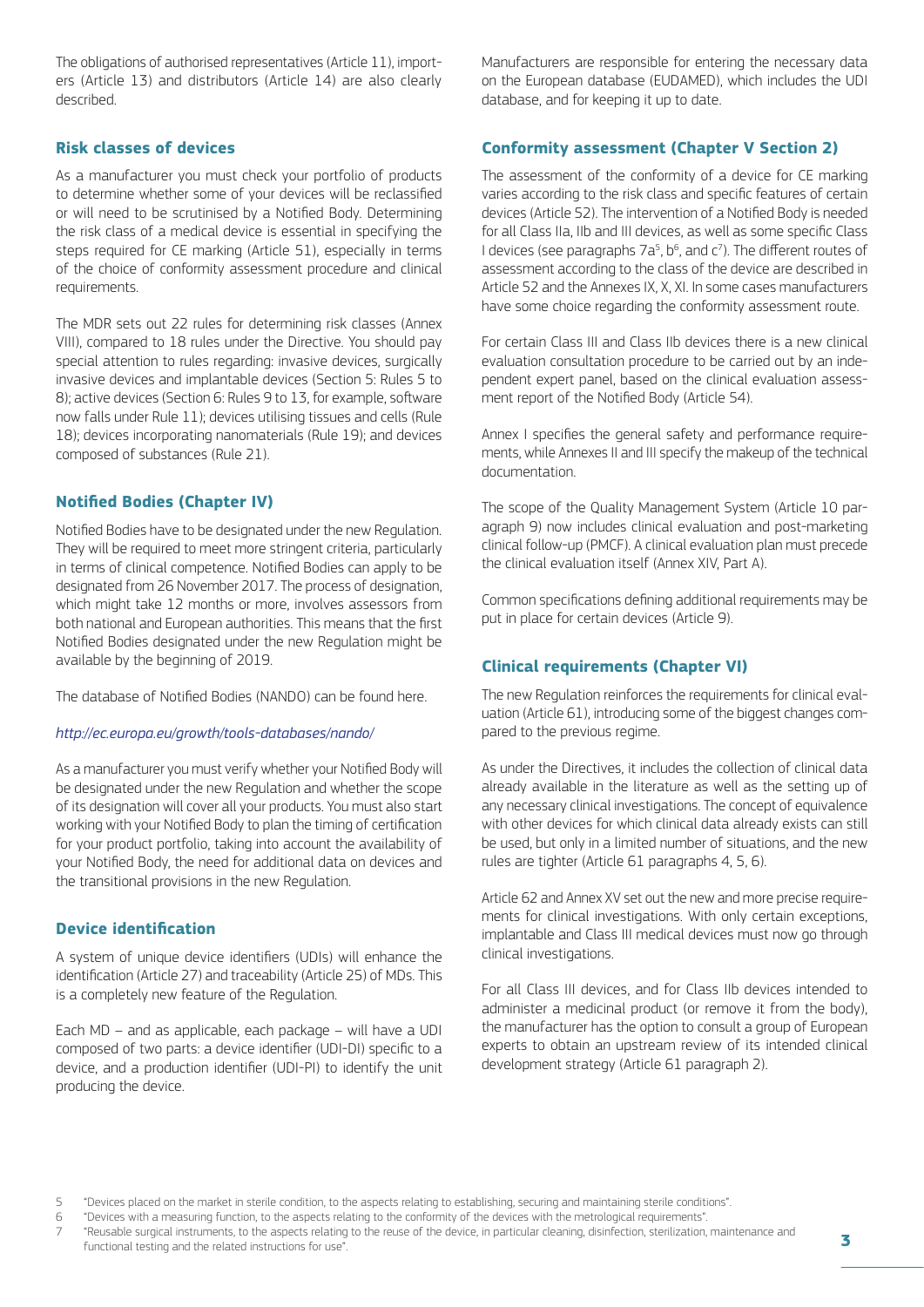The obligations of authorised representatives (Article 11), importers (Article 13) and distributors (Article 14) are also clearly described.

### Risk classes of devices

As a manufacturer you must check your portfolio of products to determine whether some of your devices will be reclassified or will need to be scrutinised by a Notified Body. Determining the risk class of a medical device is essential in specifying the steps required for CE marking (Article 51), especially in terms of the choice of conformity assessment procedure and clinical requirements.

The MDR sets out 22 rules for determining risk classes (Annex VIII), compared to 18 rules under the Directive. You should pay special attention to rules regarding: invasive devices, surgically invasive devices and implantable devices (Section 5: Rules 5 to 8); active devices (Section 6: Rules 9 to 13, for example, software now falls under Rule 11); devices utilising tissues and cells (Rule 18); devices incorporating nanomaterials (Rule 19); and devices composed of substances (Rule 21).

### Notified Bodies (Chapter IV)

Notified Bodies have to be designated under the new Regulation. They will be required to meet more stringent criteria, particularly in terms of clinical competence. Notified Bodies can apply to be designated from 26 November 2017. The process of designation, which might take 12 months or more, involves assessors from both national and European authorities. This means that the first Notified Bodies designated under the new Regulation might be available by the beginning of 2019.

The database of Notified Bodies (NANDO) can be found here.

*http://ec.europa.eu/growth/tools-databases/nando/*

As a manufacturer you must verify whether your Notified Body will be designated under the new Regulation and whether the scope of its designation will cover all your products. You must also start working with your Notified Body to plan the timing of certification for your product portfolio, taking into account the availability of your Notified Body, the need for additional data on devices and the transitional provisions in the new Regulation.

### Device identification

A system of unique device identifiers (UDIs) will enhance the identification (Article 27) and traceability (Article 25) of MDs. This is a completely new feature of the Regulation.

Each MD – and as applicable, each package – will have a UDI composed of two parts: a device identifier (UDI-DI) specific to a device, and a production identifier (UDI-PI) to identify the unit producing the device.

Manufacturers are responsible for entering the necessary data on the European database (EUDAMED), which includes the UDI database, and for keeping it up to date.

### Conformity assessment (Chapter V Section 2)

The assessment of the conformity of a device for CE marking varies according to the risk class and specific features of certain devices (Article 52). The intervention of a Notified Body is needed for all Class IIa, IIb and III devices, as well as some specific Class I devices (see paragraphs 7a[5], b[6], and c[7]). The different routes of assessment according to the class of the device are described in Article 52 and the Annexes IX, X, XI. In some cases manufacturers have some choice regarding the conformity assessment route.

For certain Class III and Class IIb devices there is a new clinical evaluation consultation procedure to be carried out by an independent expert panel, based on the clinical evaluation assessment report of the Notified Body (Article 54).

Annex I specifies the general safety and performance requirements, while Annexes II and III specify the makeup of the technical documentation.

The scope of the Quality Management System (Article 10 paragraph 9) now includes clinical evaluation and post-marketing clinical follow-up (PMCF). A clinical evaluation plan must precede the clinical evaluation itself (Annex XIV, Part A).

Common specifications defining additional requirements may be put in place for certain devices (Article 9).

### Clinical requirements (Chapter VI)

The new Regulation reinforces the requirements for clinical evaluation (Article 61), introducing some of the biggest changes compared to the previous regime.

As under the Directives, it includes the collection of clinical data already available in the literature as well as the setting up of any necessary clinical investigations. The concept of equivalence with other devices for which clinical data already exists can still be used, but only in a limited number of situations, and the new rules are tighter (Article 61 paragraphs 4, 5, 6).

Article 62 and Annex XV set out the new and more precise requirements for clinical investigations. With only certain exceptions, implantable and Class III medical devices must now go through clinical investigations.

For all Class III devices, and for Class IIb devices intended to administer a medicinal product (or remove it from the body), the manufacturer has the option to consult a group of European experts to obtain an upstream review of its intended clinical development strategy (Article 61 paragraph 2).

5 "Devices placed on the market in sterile condition, to the aspects relating to establishing, securing and maintaining sterile conditions".
6 "Devices with a measuring function, to the aspects relating to the conformity of the devices with the metrological requirements".
7 "Reusable surgical instruments, to the aspects relating to the reuse of the device, in particular cleaning, disinfection, sterilization, maintenance and functional testing and the related instructions for use".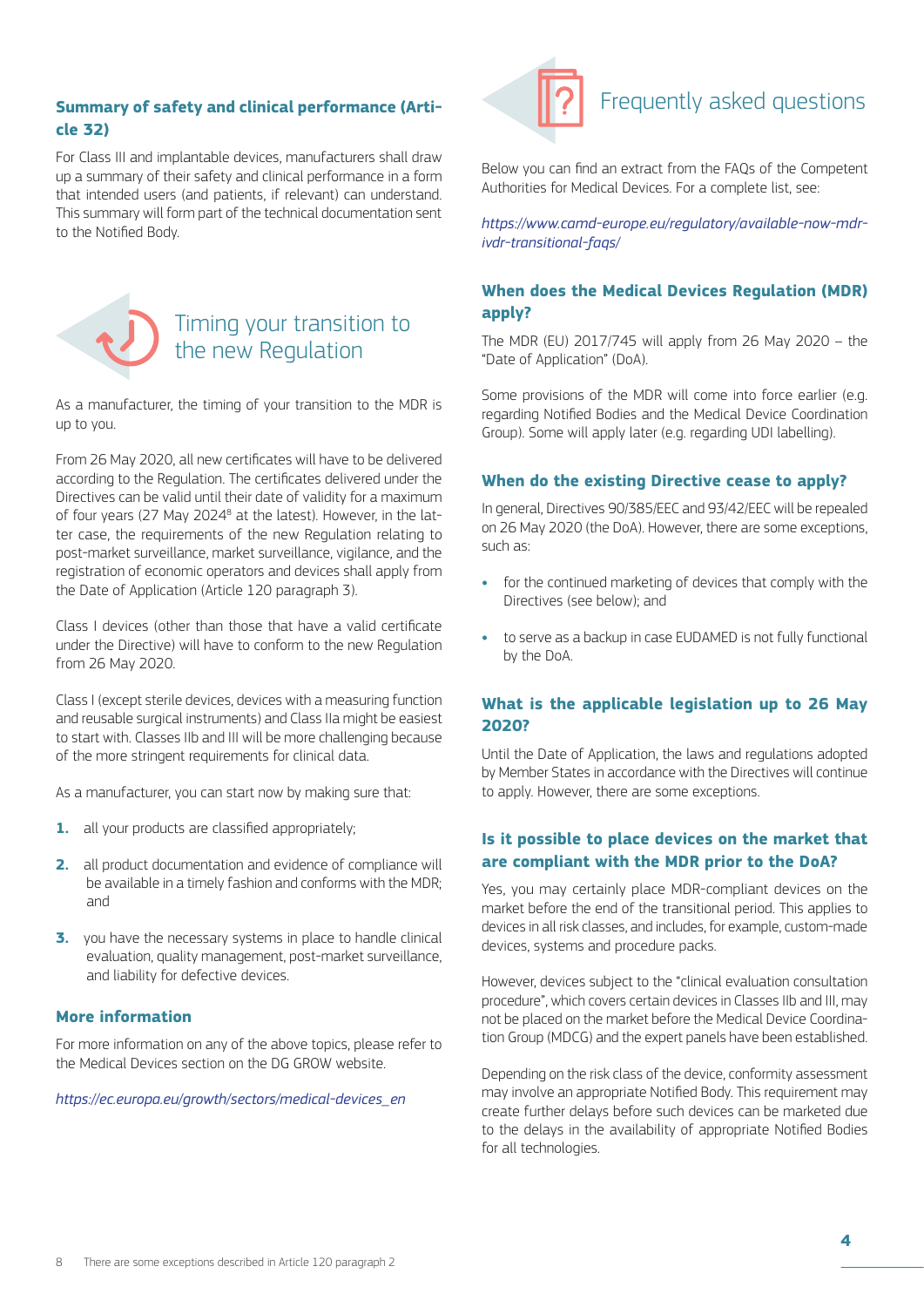### Summary of safety and clinical performance (Article 32)

For Class III and implantable devices, manufacturers shall draw up a summary of their safety and clinical performance in a form that intended users (and patients, if relevant) can understand. This summary will form part of the technical documentation sent to the Notified Body.

## Timing your transition to the new Regulation

As a manufacturer, the timing of your transition to the MDR is up to you.

From 26 May 2020, all new certificates will have to be delivered according to the Regulation. The certificates delivered under the Directives can be valid until their date of validity for a maximum of four years (27 May 2024[8] at the latest). However, in the latter case, the requirements of the new Regulation relating to post-market surveillance, market surveillance, vigilance, and the registration of economic operators and devices shall apply from the Date of Application (Article 120 paragraph 3).

Class I devices (other than those that have a valid certificate under the Directive) will have to conform to the new Regulation from 26 May 2020.

Class I (except sterile devices, devices with a measuring function and reusable surgical instruments) and Class IIa might be easiest to start with. Classes IIb and III will be more challenging because of the more stringent requirements for clinical data.

As a manufacturer, you can start now by making sure that:

1. all your products are classified appropriately;
2. all product documentation and evidence of compliance will be available in a timely fashion and conforms with the MDR; and
3. you have the necessary systems in place to handle clinical evaluation, quality management, post-market surveillance, and liability for defective devices.

### More information

For more information on any of the above topics, please refer to the Medical Devices section on the DG GROW website.

*https://ec.europa.eu/growth/sectors/medical-devices_en*

[8] There are some exceptions described in Article 120 paragraph 2

## Frequently asked questions

Below you can find an extract from the FAQs of the Competent Authorities for Medical Devices. For a complete list, see:

*https://www.camd-europe.eu/regulatory/available-now-mdr-ivdr-transitional-faqs/*

### When does the Medical Devices Regulation (MDR) apply?

The MDR (EU) 2017/745 will apply from 26 May 2020 – the "Date of Application" (DoA).

Some provisions of the MDR will come into force earlier (e.g. regarding Notified Bodies and the Medical Device Coordination Group). Some will apply later (e.g. regarding UDI labelling).

### When do the existing Directive cease to apply?

In general, Directives 90/385/EEC and 93/42/EEC will be repealed on 26 May 2020 (the DoA). However, there are some exceptions, such as:

- for the continued marketing of devices that comply with the Directives (see below); and
- to serve as a backup in case EUDAMED is not fully functional by the DoA.

### What is the applicable legislation up to 26 May 2020?

Until the Date of Application, the laws and regulations adopted by Member States in accordance with the Directives will continue to apply. However, there are some exceptions.

### Is it possible to place devices on the market that are compliant with the MDR prior to the DoA?

Yes, you may certainly place MDR-compliant devices on the market before the end of the transitional period. This applies to devices in all risk classes, and includes, for example, custom-made devices, systems and procedure packs.

However, devices subject to the "clinical evaluation consultation procedure", which covers certain devices in Classes IIb and III, may not be placed on the market before the Medical Device Coordination Group (MDCG) and the expert panels have been established.

Depending on the risk class of the device, conformity assessment may involve an appropriate Notified Body. This requirement may create further delays before such devices can be marketed due to the delays in the availability of appropriate Notified Bodies for all technologies.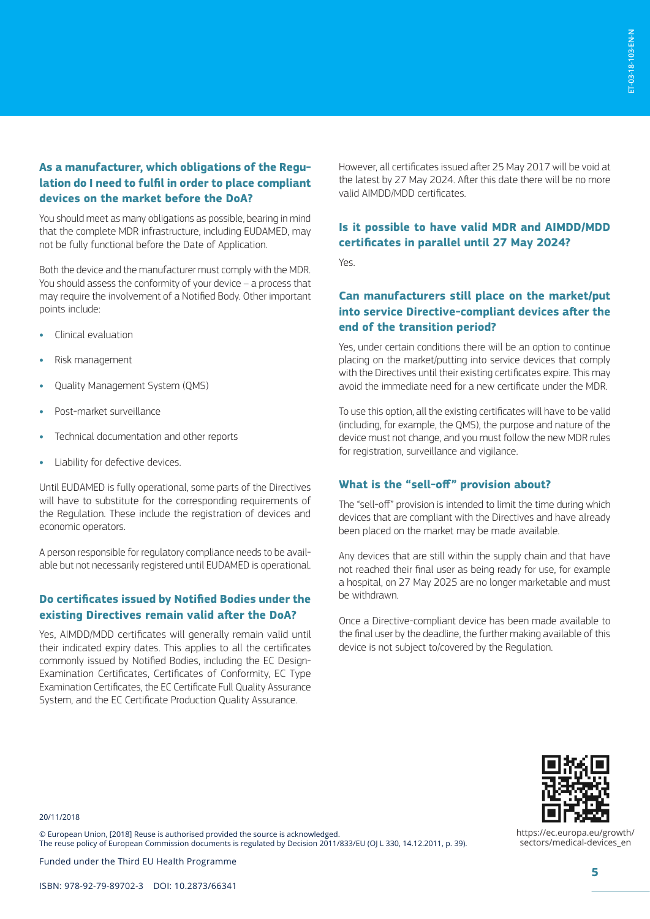### As a manufacturer, which obligations of the Regulation do I need to fulfil in order to place compliant devices on the market before the DoA?

You should meet as many obligations as possible, bearing in mind that the complete MDR infrastructure, including EUDAMED, may not be fully functional before the Date of Application.

Both the device and the manufacturer must comply with the MDR. You should assess the conformity of your device – a process that may require the involvement of a Notified Body. Other important points include:

- Clinical evaluation
- Risk management
- Quality Management System (QMS)
- Post-market surveillance
- Technical documentation and other reports
- Liability for defective devices.

Until EUDAMED is fully operational, some parts of the Directives will have to substitute for the corresponding requirements of the Regulation. These include the registration of devices and economic operators.

A person responsible for regulatory compliance needs to be available but not necessarily registered until EUDAMED is operational.

### Do certificates issued by Notified Bodies under the existing Directives remain valid after the DoA?

Yes, AIMDD/MDD certificates will generally remain valid until their indicated expiry dates. This applies to all the certificates commonly issued by Notified Bodies, including the EC Design-Examination Certificates, Certificates of Conformity, EC Type Examination Certificates, the EC Certificate Full Quality Assurance System, and the EC Certificate Production Quality Assurance.

However, all certificates issued after 25 May 2017 will be void at the latest by 27 May 2024. After this date there will be no more valid AIMDD/MDD certificates.

### Is it possible to have valid MDR and AIMDD/MDD certificates in parallel until 27 May 2024?

Yes.

### Can manufacturers still place on the market/put into service Directive-compliant devices after the end of the transition period?

Yes, under certain conditions there will be an option to continue placing on the market/putting into service devices that comply with the Directives until their existing certificates expire. This may avoid the immediate need for a new certificate under the MDR.

To use this option, all the existing certificates will have to be valid (including, for example, the QMS), the purpose and nature of the device must not change, and you must follow the new MDR rules for registration, surveillance and vigilance.

### What is the "sell-off" provision about?

The "sell-off" provision is intended to limit the time during which devices that are compliant with the Directives and have already been placed on the market may be made available.

Any devices that are still within the supply chain and that have not reached their final user as being ready for use, for example a hospital, on 27 May 2025 are no longer marketable and must be withdrawn.

Once a Directive-compliant device has been made available to the final user by the deadline, the further making available of this device is not subject to/covered by the Regulation.

20/11/2018

© European Union, [2018] Reuse is authorised provided the source is acknowledged.
The reuse policy of European Commission documents is regulated by Decision 2011/833/EU (OJ L 330, 14.12.2011, p. 39).

Funded under the Third EU Health Programme

ISBN: 978-92-79-89702-3 DOI: 10.2873/66341

https://ec.europa.eu/growth/sectors/medical-devices_en

ET-03-18-103-EN-N